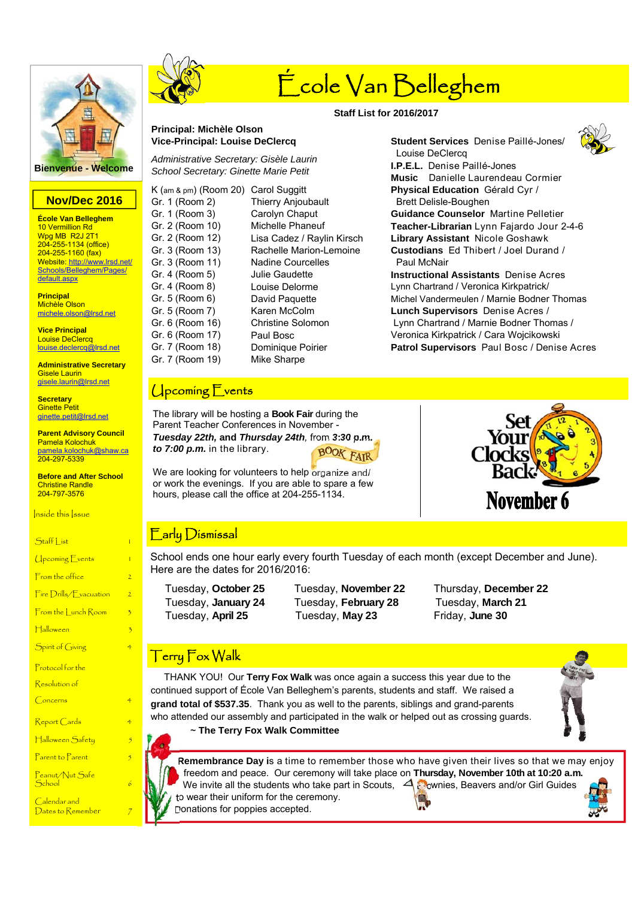# École Van Belleghem

**Bienvenue - Welcome**

## Nov/Dec 2016

**École Van Belleghem**
10 Vermillion Rd
Wpg MB R2J 2T1
204-255-1134 (office)
204-255-1160 (fax)
Website: http://www.lrsd.net/Schools/Belleghem/Pages/default.aspx

**Principal**
Michèle Olson
michele.olson@lrsd.net

**Vice Principal**
Louise DeClercq
louise.declercq@lrsd.net

**Administrative Secretary**
Gisele Laurin
gisele.laurin@lrsd.net

**Secretary**
Ginette Petit
ginette.petit@lrsd.net

**Parent Advisory Council**
Pamela Kolochuk
pamela.kolochuk@shaw.ca
204-297-5339

**Before and After School**
Christine Randle
204-797-3576

### Inside this Issue

| | |
|---|---|
| Staff List | 1 |
| Upcoming Events | 1 |
| From the office | 2 |
| Fire Drills/Evacuation | 2 |
| From the Lunch Room | 3 |
| Halloween | 3 |
| Spirit of Giving | 4 |
| Protocol for the Resolution of Concerns | 4 |
| Report Cards | 4 |
| Halloween Safety | 5 |
| Parent to Parent | 5 |
| Peanut/Nut Safe School | 6 |
| Calendar and Dates to Remember | 7 |

**Staff List for 2016/2017**

**Principal: Michèle Olson**
**Vice-Principal: Louise DeClercq**

*Administrative Secretary: Gisèle Laurin*
*School Secretary: Ginette Marie Petit*

| | |
|---|---|
| K (am & pm) (Room 20) | Carol Suggitt |
| Gr. 1 (Room 2) | Thierry Anjoubault |
| Gr. 1 (Room 3) | Carolyn Chaput |
| Gr. 2 (Room 10) | Michelle Phaneuf |
| Gr. 2 (Room 12) | Lisa Cadez / Raylin Kirsch |
| Gr. 3 (Room 13) | Rachelle Marion-Lemoine |
| Gr. 3 (Room 11) | Nadine Courcelles |
| Gr. 4 (Room 5) | Julie Gaudette |
| Gr. 4 (Room 8) | Louise Delorme |
| Gr. 5 (Room 6) | David Paquette |
| Gr. 5 (Room 7) | Karen McColm |
| Gr. 6 (Room 16) | Christine Solomon |
| Gr. 6 (Room 17) | Paul Bosc |
| Gr. 7 (Room 18) | Dominique Poirier |
| Gr. 7 (Room 19) | Mike Sharpe |

**Student Services** Denise Paillé-Jones/ Louise DeClercq
**I.P.E.L.** Denise Paillé-Jones
**Music** Danielle Laurendeau Cormier
**Physical Education** Gérald Cyr / Brett Delisle-Boughen
**Guidance Counselor** Martine Pelletier
**Teacher-Librarian** Lynn Fajardo Jour 2-4-6
**Library Assistant** Nicole Goshawk
**Custodians** Ed Thibert / Joel Durand / Paul McNair
**Instructional Assistants** Denise Acres
Lynn Chartrand / Veronica Kirkpatrick/
Michel Vandermeulen / Marnie Bodner Thomas
**Lunch Supervisors** Denise Acres / Lynn Chartrand / Marnie Bodner Thomas / Veronica Kirkpatrick / Cara Wojcikowski
**Patrol Supervisors** Paul Bosc / Denise Acres

## Upcoming Events

The library will be hosting a **Book Fair** during the Parent Teacher Conferences in November - ***Tuesday 22th,* and *Thursday 24th***, from ***3:30 p.m. to 7:00 p.m.*** in the library.

We are looking for volunteers to help organize and/or work the evenings. If you are able to spare a few hours, please call the office at 204-255-1134.

**Set Your Clocks Back November 6**

## Early Dismissal

School ends one hour early every fourth Tuesday of each month (except December and June). Here are the dates for 2016/2016:

| | | |
|---|---|---|
| Tuesday, **October 25** | Tuesday, **November 22** | Thursday, **December 22** |
| Tuesday, **January 24** | Tuesday, **February 28** | Tuesday, **March 21** |
| Tuesday, **April 25** | Tuesday, **May 23** | Friday, **June 30** |

## Terry Fox Walk

THANK YOU! Our **Terry Fox Walk** was once again a success this year due to the continued support of École Van Belleghem's parents, students and staff. We raised a **grand total of $537.35**. Thank you as well to the parents, siblings and grand-parents who attended our assembly and participated in the walk or helped out as crossing guards.

**~ The Terry Fox Walk Committee**

**Remembrance Day** is a time to remember those who have given their lives so that we may enjoy freedom and peace. Our ceremony will take place on **Thursday, November 10th at 10:20 a.m.** We invite all the students who take part in Scouts, Brownies, Beavers and/or Girl Guides to wear their uniform for the ceremony.
Donations for poppies accepted.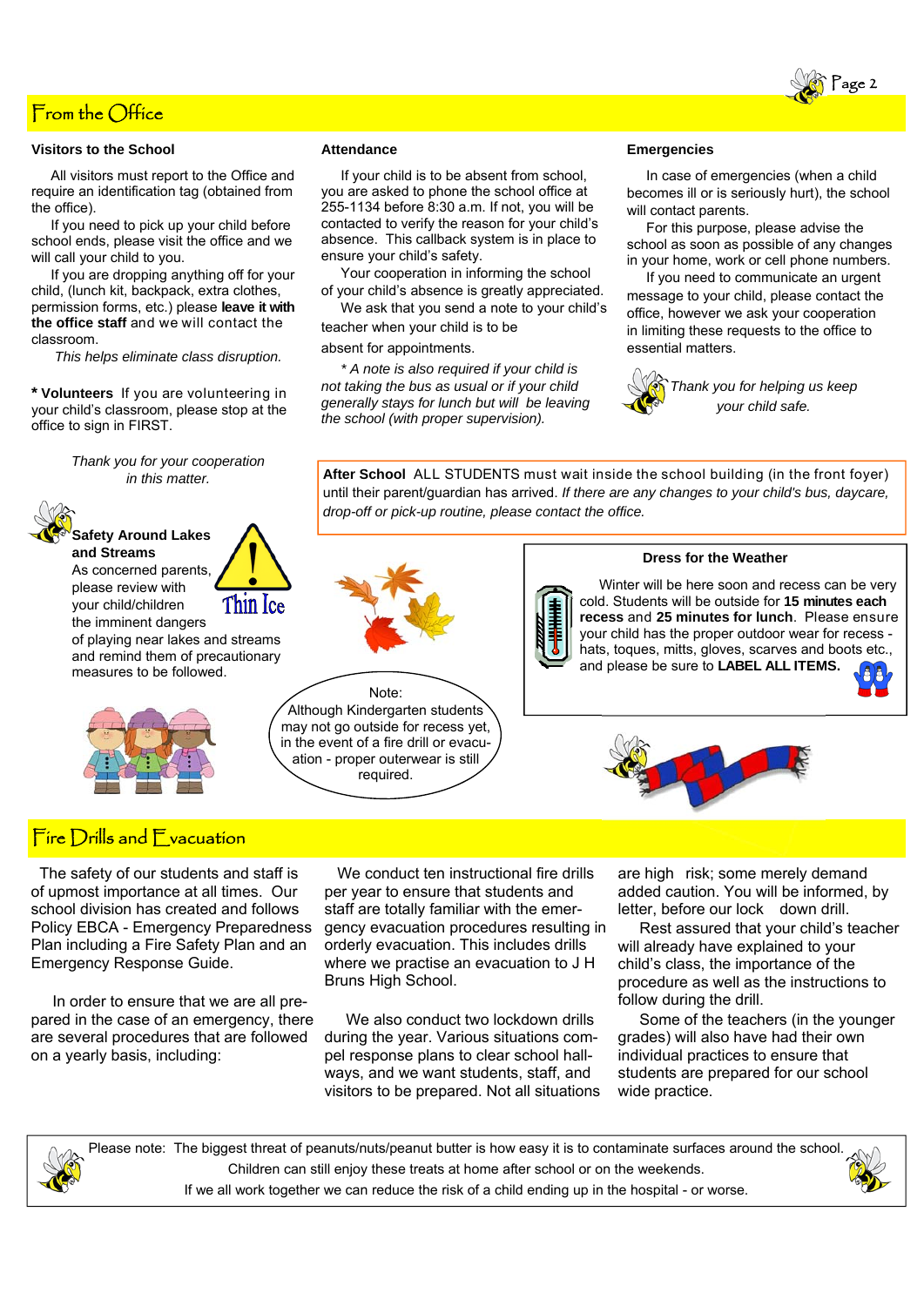## From the Office

### Visitors to the School

All visitors must report to the Office and require an identification tag (obtained from the office).

If you need to pick up your child before school ends, please visit the office and we will call your child to you.

If you are dropping anything off for your child, (lunch kit, backpack, extra clothes, permission forms, etc.) please **leave it with the office staff** and we will contact the classroom.

*This helps eliminate class disruption.*

**\* Volunteers** If you are volunteering in your child's classroom, please stop at the office to sign in FIRST.

*Thank you for your cooperation in this matter.*

### Attendance

If your child is to be absent from school, you are asked to phone the school office at 255-1134 before 8:30 a.m. If not, you will be contacted to verify the reason for your child's absence. This callback system is in place to ensure your child's safety.

Your cooperation in informing the school of your child's absence is greatly appreciated.

We ask that you send a note to your child's teacher when your child is to be absent for appointments.

*\* A note is also required if your child is not taking the bus as usual or if your child generally stays for lunch but will be leaving the school (with proper supervision).*

### Emergencies

In case of emergencies (when a child becomes ill or is seriously hurt), the school will contact parents.

For this purpose, please advise the school as soon as possible of any changes in your home, work or cell phone numbers.

If you need to communicate an urgent message to your child, please contact the office, however we ask your cooperation in limiting these requests to the office to essential matters.

*Thank you for helping us keep your child safe.*

**After School** ALL STUDENTS must wait inside the school building (in the front foyer) until their parent/guardian has arrived. *If there are any changes to your child's bus, daycare, drop-off or pick-up routine, please contact the office.*

### Safety Around Lakes and Streams

As concerned parents, please review with your child/children the imminent dangers of playing near lakes and streams and remind them of precautionary measures to be followed.

Thin Ice

Note:
Although Kindergarten students may not go outside for recess yet, in the event of a fire drill or evacuation - proper outerwear is still required.

### Dress for the Weather

Winter will be here soon and recess can be very cold. Students will be outside for **15 minutes each recess** and **25 minutes for lunch**. Please ensure your child has the proper outdoor wear for recess - hats, toques, mitts, gloves, scarves and boots etc., and please be sure to **LABEL ALL ITEMS.**

## Fire Drills and Evacuation

The safety of our students and staff is of upmost importance at all times. Our school division has created and follows Policy EBCA - Emergency Preparedness Plan including a Fire Safety Plan and an Emergency Response Guide.

In order to ensure that we are all prepared in the case of an emergency, there are several procedures that are followed on a yearly basis, including:

We conduct ten instructional fire drills per year to ensure that students and staff are totally familiar with the emergency evacuation procedures resulting in orderly evacuation. This includes drills where we practise an evacuation to J H Bruns High School.

We also conduct two lockdown drills during the year. Various situations compel response plans to clear school hallways, and we want students, staff, and visitors to be prepared. Not all situations are high risk; some merely demand added caution. You will be informed, by letter, before our lock down drill.

Rest assured that your child's teacher will already have explained to your child's class, the importance of the procedure as well as the instructions to follow during the drill.

Some of the teachers (in the younger grades) will also have had their own individual practices to ensure that students are prepared for our school wide practice.

Please note: The biggest threat of peanuts/nuts/peanut butter is how easy it is to contaminate surfaces around the school. Children can still enjoy these treats at home after school or on the weekends. If we all work together we can reduce the risk of a child ending up in the hospital - or worse.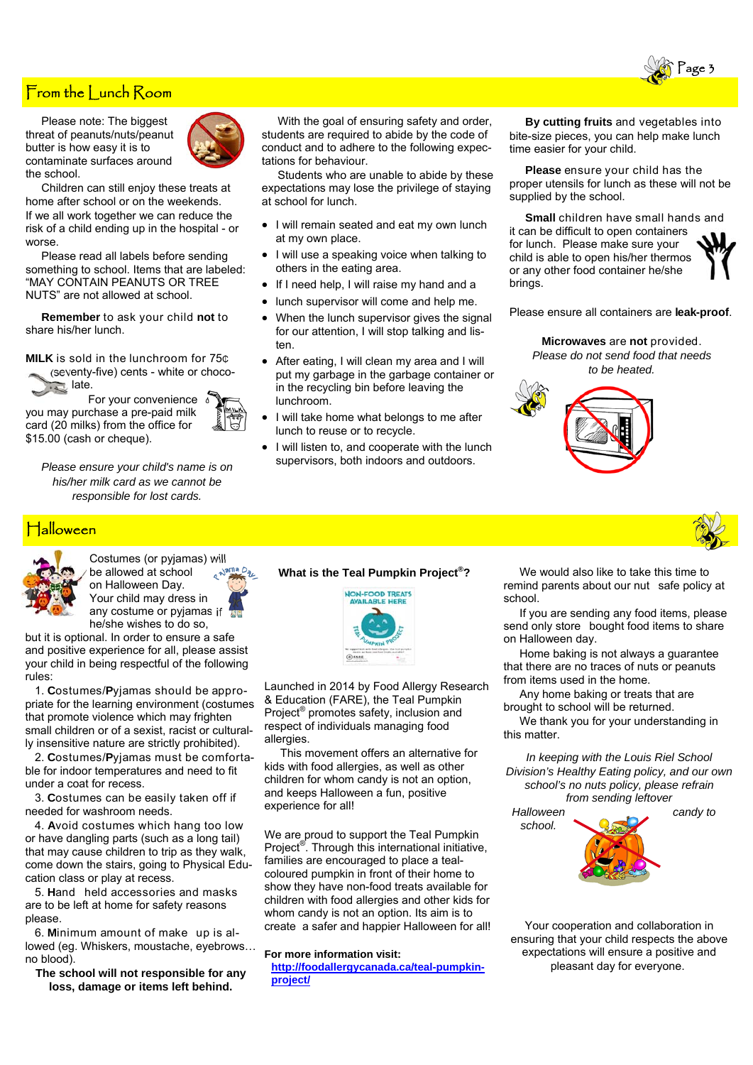## From the Lunch Room

Please note: The biggest threat of peanuts/nuts/peanut butter is how easy it is to contaminate surfaces around the school.

Children can still enjoy these treats at home after school or on the weekends. If we all work together we can reduce the risk of a child ending up in the hospital - or worse.

Please read all labels before sending something to school. Items that are labeled: "MAY CONTAIN PEANUTS OR TREE NUTS" are not allowed at school.

**Remember** to ask your child **not** to share his/her lunch.

**MILK** is sold in the lunchroom for 75¢ (seventy-five) cents - white or chocolate.

For your convenience you may purchase a pre-paid milk card (20 milks) from the office for $15.00 (cash or cheque).

*Please ensure your child's name is on his/her milk card as we cannot be responsible for lost cards.*

With the goal of ensuring safety and order, students are required to abide by the code of conduct and to adhere to the following expectations for behaviour.

Students who are unable to abide by these expectations may lose the privilege of staying at school for lunch.

- I will remain seated and eat my own lunch at my own place.
- I will use a speaking voice when talking to others in the eating area.
- If I need help, I will raise my hand and a
- lunch supervisor will come and help me.
- When the lunch supervisor gives the signal for our attention, I will stop talking and listen.
- After eating, I will clean my area and I will put my garbage in the garbage container or in the recycling bin before leaving the lunchroom.
- I will take home what belongs to me after lunch to reuse or to recycle.
- I will listen to, and cooperate with the lunch supervisors, both indoors and outdoors.

**By cutting fruits** and vegetables into bite-size pieces, you can help make lunch time easier for your child.

**Please** ensure your child has the proper utensils for lunch as these will not be supplied by the school.

**Small** children have small hands and it can be difficult to open containers for lunch. Please make sure your child is able to open his/her thermos or any other food container he/she brings.

Please ensure all containers are **leak-proof**.

**Microwaves** are **not** provided.
*Please do not send food that needs to be heated.*

## Halloween

Costumes (or pyjamas) will be allowed at school on Halloween Day. Your child may dress in any costume or pyjamas if he/she wishes to do so, but it is optional. In order to ensure a safe and positive experience for all, please assist your child in being respectful of the following rules:

1. **C**ostumes/**P**yjamas should be appropriate for the learning environment (costumes that promote violence which may frighten small children or of a sexist, racist or culturally insensitive nature are strictly prohibited).
2. **C**ostumes/**P**yjamas must be comfortable for indoor temperatures and need to fit under a coat for recess.
3. **C**ostumes can be easily taken off if needed for washroom needs.
4. **A**void costumes which hang too low or have dangling parts (such as a long tail) that may cause children to trip as they walk, come down the stairs, going to Physical Education class or play at recess.
5. **H**and held accessories and masks are to be left at home for safety reasons please.
6. **M**inimum amount of make up is allowed (eg. Whiskers, moustache, eyebrows… no blood).

**The school will not responsible for any loss, damage or items left behind.**

**What is the Teal Pumpkin Project®?**

Launched in 2014 by Food Allergy Research & Education (FARE), the Teal Pumpkin Project® promotes safety, inclusion and respect of individuals managing food allergies.

This movement offers an alternative for kids with food allergies, as well as other children for whom candy is not an option, and keeps Halloween a fun, positive experience for all!

We are proud to support the Teal Pumpkin Project®. Through this international initiative, families are encouraged to place a teal-coloured pumpkin in front of their home to show they have non-food treats available for children with food allergies and other kids for whom candy is not an option. Its aim is to create a safer and happier Halloween for all!

**For more information visit:**
**http://foodallergycanada.ca/teal-pumpkin-project/**

We would also like to take this time to remind parents about our nut safe policy at school.

If you are sending any food items, please send only store bought food items to share on Halloween day.

Home baking is not always a guarantee that there are no traces of nuts or peanuts from items used in the home.

Any home baking or treats that are brought to school will be returned.

We thank you for your understanding in this matter.

*In keeping with the Louis Riel School Division's Healthy Eating policy, and our own school's no nuts policy, please refrain from sending leftover Halloween candy to school.*

Your cooperation and collaboration in ensuring that your child respects the above expectations will ensure a positive and pleasant day for everyone.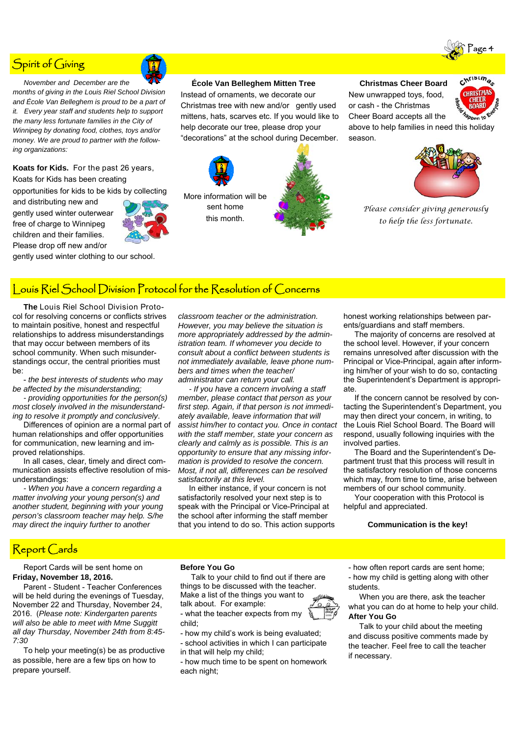## Spirit of Giving

*November and December are the months of giving in the Louis Riel School Division and École Van Belleghem is proud to be a part of it. Every year staff and students help to support the many less fortunate families in the City of Winnipeg by donating food, clothes, toys and/or money. We are proud to partner with the following organizations:*

**Koats for Kids.** For the past 26 years, Koats for Kids has been creating opportunities for kids to be kids by collecting and distributing new and gently used winter outerwear free of charge to Winnipeg children and their families. Please drop off new and/or gently used winter clothing to our school.

**École Van Belleghem Mitten Tree**

Instead of ornaments, we decorate our Christmas tree with new and/or gently used mittens, hats, scarves etc. If you would like to help decorate our tree, please drop your "decorations" at the school during December.

More information will be sent home this month.

**Christmas Cheer Board**

New unwrapped toys, food, or cash - the Christmas Cheer Board accepts all the above to help families in need this holiday season.

*Please consider giving generously to help the less fortunate.*

## Louis Riel School Division Protocol for the Resolution of Concerns

**The** Louis Riel School Division Protocol for resolving concerns or conflicts strives to maintain positive, honest and respectful relationships to address misunderstandings that may occur between members of its school community. When such misunderstandings occur, the central priorities must be:

*- the best interests of students who may be affected by the misunderstanding;*

*- providing opportunities for the person(s) most closely involved in the misunderstanding to resolve it promptly and conclusively.*

Differences of opinion are a normal part of human relationships and offer opportunities for communication, new learning and improved relationships.

In all cases, clear, timely and direct communication assists effective resolution of misunderstandings:

*- When you have a concern regarding a matter involving your young person(s) and another student, beginning with your young person's classroom teacher may help. S/he may direct the inquiry further to another classroom teacher or the administration. However, you may believe the situation is more appropriately addressed by the administration team. If whomever you decide to consult about a conflict between students is not immediately available, leave phone numbers and times when the teacher/ administrator can return your call.*

*- If you have a concern involving a staff member, please contact that person as your first step. Again, if that person is not immediately available, leave information that will assist him/her to contact you. Once in contact with the staff member, state your concern as clearly and calmly as is possible. This is an opportunity to ensure that any missing information is provided to resolve the concern. Most, if not all, differences can be resolved satisfactorily at this level.*

In either instance, if your concern is not satisfactorily resolved your next step is to speak with the Principal or Vice-Principal at the school after informing the staff member that you intend to do so. This action supports honest working relationships between parents/guardians and staff members.

The majority of concerns are resolved at the school level. However, if your concern remains unresolved after discussion with the Principal or Vice-Principal, again after informing him/her of your wish to do so, contacting the Superintendent's Department is appropriate.

If the concern cannot be resolved by contacting the Superintendent's Department, you may then direct your concern, in writing, to the Louis Riel School Board. The Board will respond, usually following inquiries with the involved parties.

The Board and the Superintendent's Department trust that this process will result in the satisfactory resolution of those concerns which may, from time to time, arise between members of our school community.

Your cooperation with this Protocol is helpful and appreciated.

**Communication is the key!**

## Report Cards

Report Cards will be sent home on **Friday, November 18, 2016.**

Parent - Student - Teacher Conferences will be held during the evenings of Tuesday, November 22 and Thursday, November 24, 2016. (*Please note: Kindergarten parents will also be able to meet with Mme Suggitt all day Thursday, November 24th from 8:45-7:30*

To help your meeting(s) be as productive as possible, here are a few tips on how to prepare yourself.

**Before You Go**

Talk to your child to find out if there are things to be discussed with the teacher. Make a list of the things you want to talk about. For example:

- what the teacher expects from my child;
- how my child's work is being evaluated;
- school activities in which I can participate in that will help my child;
- how much time to be spent on homework each night;
- how often report cards are sent home;
- how my child is getting along with other students.

When you are there, ask the teacher what you can do at home to help your child.

**After You Go**

Talk to your child about the meeting and discuss positive comments made by the teacher. Feel free to call the teacher if necessary.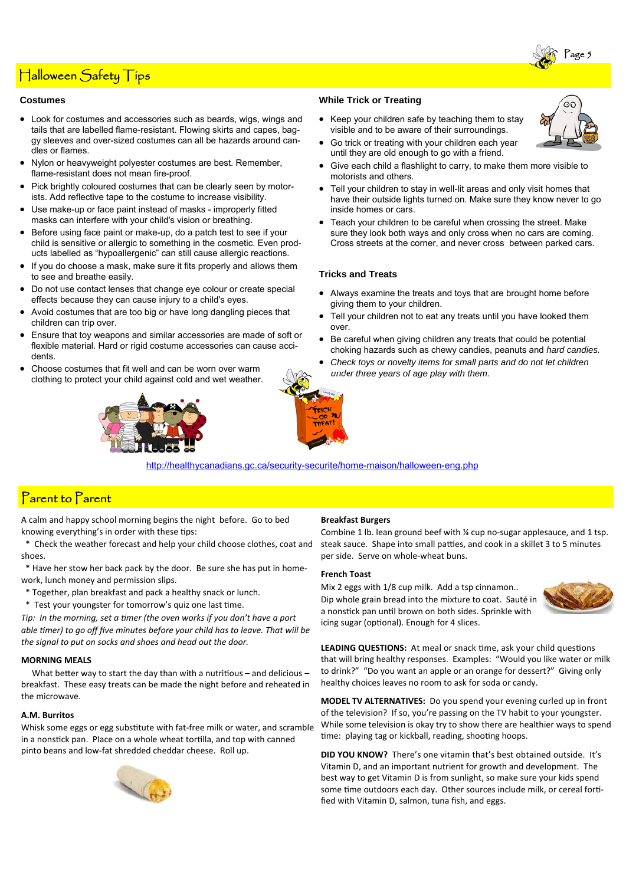# Halloween Safety Tips

### Costumes

- Look for costumes and accessories such as beards, wigs, wings and tails that are labelled flame-resistant. Flowing skirts and capes, baggy sleeves and over-sized costumes can all be hazards around candles or flames.
- Nylon or heavyweight polyester costumes are best. Remember, flame-resistant does not mean fire-proof.
- Pick brightly coloured costumes that can be clearly seen by motorists. Add reflective tape to the costume to increase visibility.
- Use make-up or face paint instead of masks - improperly fitted masks can interfere with your child's vision or breathing.
- Before using face paint or make-up, do a patch test to see if your child is sensitive or allergic to something in the cosmetic. Even products labelled as "hypoallergenic" can still cause allergic reactions.
- If you do choose a mask, make sure it fits properly and allows them to see and breathe easily.
- Do not use contact lenses that change eye colour or create special effects because they can cause injury to a child's eyes.
- Avoid costumes that are too big or have long dangling pieces that children can trip over.
- Ensure that toy weapons and similar accessories are made of soft or flexible material. Hard or rigid costume accessories can cause accidents.
- Choose costumes that fit well and can be worn over warm clothing to protect your child against cold and wet weather.

### While Trick or Treating

- Keep your children safe by teaching them to stay visible and to be aware of their surroundings.
- Go trick or treating with your children each year until they are old enough to go with a friend.
- Give each child a flashlight to carry, to make them more visible to motorists and others.
- Tell your children to stay in well-lit areas and only visit homes that have their outside lights turned on. Make sure they know never to go inside homes or cars.
- Teach your children to be careful when crossing the street. Make sure they look both ways and only cross when no cars are coming. Cross streets at the corner, and never cross between parked cars.

### Tricks and Treats

- Always examine the treats and toys that are brought home before giving them to your children.
- Tell your children not to eat any treats until you have looked them over.
- Be careful when giving children any treats that could be potential choking hazards such as chewy candies, peanuts and *hard candies.*
- *Check toys or novelty items for small parts and do not let children under three years of age play with them.*

http://healthycanadians.gc.ca/security-securite/home-maison/halloween-eng.php

# Parent to Parent

A calm and happy school morning begins the night before. Go to bed knowing everything's in order with these tips:

\* Check the weather forecast and help your child choose clothes, coat and shoes.

\* Have her stow her back pack by the door. Be sure she has put in homework, lunch money and permission slips.

\* Together, plan breakfast and pack a healthy snack or lunch.

\* Test your youngster for tomorrow's quiz one last time.

*Tip: In the morning, set a timer (the oven works if you don't have a portable timer) to go off five minutes before your child has to leave. That will be the signal to put on socks and shoes and head out the door.*

**MORNING MEALS**

What better way to start the day than with a nutritious – and delicious – breakfast. These easy treats can be made the night before and reheated in the microwave.

**A.M. Burritos**

Whisk some eggs or egg substitute with fat-free milk or water, and scramble in a nonstick pan. Place on a whole wheat tortilla, and top with canned pinto beans and low-fat shredded cheddar cheese. Roll up.

**Breakfast Burgers**

Combine 1 lb. lean ground beef with ¼ cup no-sugar applesauce, and 1 tsp. steak sauce. Shape into small patties, and cook in a skillet 3 to 5 minutes per side. Serve on whole-wheat buns.

**French Toast**

Mix 2 eggs with 1/8 cup milk. Add a tsp cinnamon.. Dip whole grain bread into the mixture to coat. Sauté in a nonstick pan until brown on both sides. Sprinkle with icing sugar (optional). Enough for 4 slices.

**LEADING QUESTIONS:** At meal or snack time, ask your child questions that will bring healthy responses. Examples: "Would you like water or milk to drink?" "Do you want an apple or an orange for dessert?" Giving only healthy choices leaves no room to ask for soda or candy.

**MODEL TV ALTERNATIVES:** Do you spend your evening curled up in front of the television? If so, you're passing on the TV habit to your youngster. While some television is okay try to show there are healthier ways to spend time: playing tag or kickball, reading, shooting hoops.

**DID YOU KNOW?** There's one vitamin that's best obtained outside. It's Vitamin D, and an important nutrient for growth and development. The best way to get Vitamin D is from sunlight, so make sure your kids spend some time outdoors each day. Other sources include milk, or cereal fortified with Vitamin D, salmon, tuna fish, and eggs.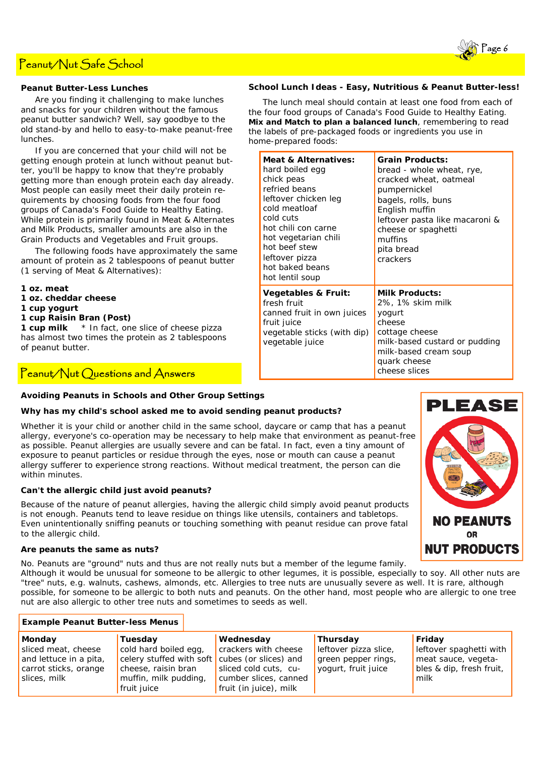# Peanut/Nut Safe School

### Peanut Butter-Less Lunches

Are you finding it challenging to make lunches and snacks for your children without the famous peanut butter sandwich? Well, say goodbye to the old stand-by and hello to easy-to-make peanut-free lunches.

If you are concerned that your child will not be getting enough protein at lunch without peanut butter, you'll be happy to know that they're probably getting more than enough protein each day already. Most people can easily meet their daily protein requirements by choosing foods from the four food groups of Canada's Food Guide to Healthy Eating. While protein is primarily found in Meat & Alternates and Milk Products, smaller amounts are also in the Grain Products and Vegetables and Fruit groups.

The following foods have approximately the same amount of protein as 2 tablespoons of peanut butter (1 serving of Meat & Alternatives):

**1 oz. meat**
**1 oz. cheddar cheese**
**1 cup yogurt**
**1 cup Raisin Bran (Post)**
**1 cup milk** * In fact, one slice of cheese pizza has almost two times the protein as 2 tablespoons of peanut butter.

### School Lunch Ideas - Easy, Nutritious & Peanut Butter-less!

The lunch meal should contain at least one food from each of the four food groups of Canada's Food Guide to Healthy Eating. **Mix and Match to plan a balanced lunch**, remembering to read the labels of pre-packaged foods or ingredients you use in home-prepared foods:

| **Meat & Alternatives:** | **Grain Products:** |
|---|---|
| hard boiled egg<br>chick peas<br>refried beans<br>leftover chicken leg<br>cold meatloaf<br>cold cuts<br>hot chili con carne<br>hot vegetarian chili<br>hot beef stew<br>leftover pizza<br>hot baked beans<br>hot lentil soup | bread - whole wheat, rye, cracked wheat, oatmeal<br>pumpernickel<br>bagels, rolls, buns<br>English muffin<br>leftover pasta like macaroni & cheese or spaghetti<br>muffins<br>pita bread<br>crackers |
| **Vegetables & Fruit:** | **Milk Products:** |
| fresh fruit<br>canned fruit in own juices<br>fruit juice<br>vegetable sticks (with dip)<br>vegetable juice | 2%, 1% skim milk<br>yogurt<br>cheese<br>cottage cheese<br>milk-based custard or pudding<br>milk-based cream soup<br>quark cheese<br>cheese slices |

# Peanut/Nut Questions and Answers

### Avoiding Peanuts in Schools and Other Group Settings

**Why has my child's school asked me to avoid sending peanut products?**

Whether it is your child or another child in the same school, daycare or camp that has a peanut allergy, everyone's co-operation may be necessary to help make that environment as peanut-free as possible. Peanut allergies are usually severe and can be fatal. In fact, even a tiny amount of exposure to peanut particles or residue through the eyes, nose or mouth can cause a peanut allergy sufferer to experience strong reactions. Without medical treatment, the person can die within minutes.

**Can't the allergic child just avoid peanuts?**

Because of the nature of peanut allergies, having the allergic child simply avoid peanut products is not enough. Peanuts tend to leave residue on things like utensils, containers and tabletops. Even unintentionally sniffing peanuts or touching something with peanut residue can prove fatal to the allergic child.

**Are peanuts the same as nuts?**

No. Peanuts are "ground" nuts and thus are not really nuts but a member of the legume family. Although it would be unusual for someone to be allergic to other legumes, it is possible, especially to soy. All other nuts are "tree" nuts, e.g. walnuts, cashews, almonds, etc. Allergies to tree nuts are unusually severe as well. It is rare, although possible, for someone to be allergic to both nuts and peanuts. On the other hand, most people who are allergic to one tree nut are also allergic to other tree nuts and sometimes to seeds as well.

PLEASE NO PEANUTS OR NUT PRODUCTS

### Example Peanut Butter-less Menus

| **Monday** | **Tuesday** | **Wednesday** | **Thursday** | **Friday** |
|---|---|---|---|---|
| sliced meat, cheese and lettuce in a pita, carrot sticks, orange slices, milk | cold hard boiled egg, celery stuffed with soft cheese, raisin bran muffin, milk pudding, fruit juice | crackers with cheese cubes (or slices) and sliced cold cuts, cucumber slices, canned fruit (in juice), milk | leftover pizza slice, green pepper rings, yogurt, fruit juice | leftover spaghetti with meat sauce, vegetables & dip, fresh fruit, milk |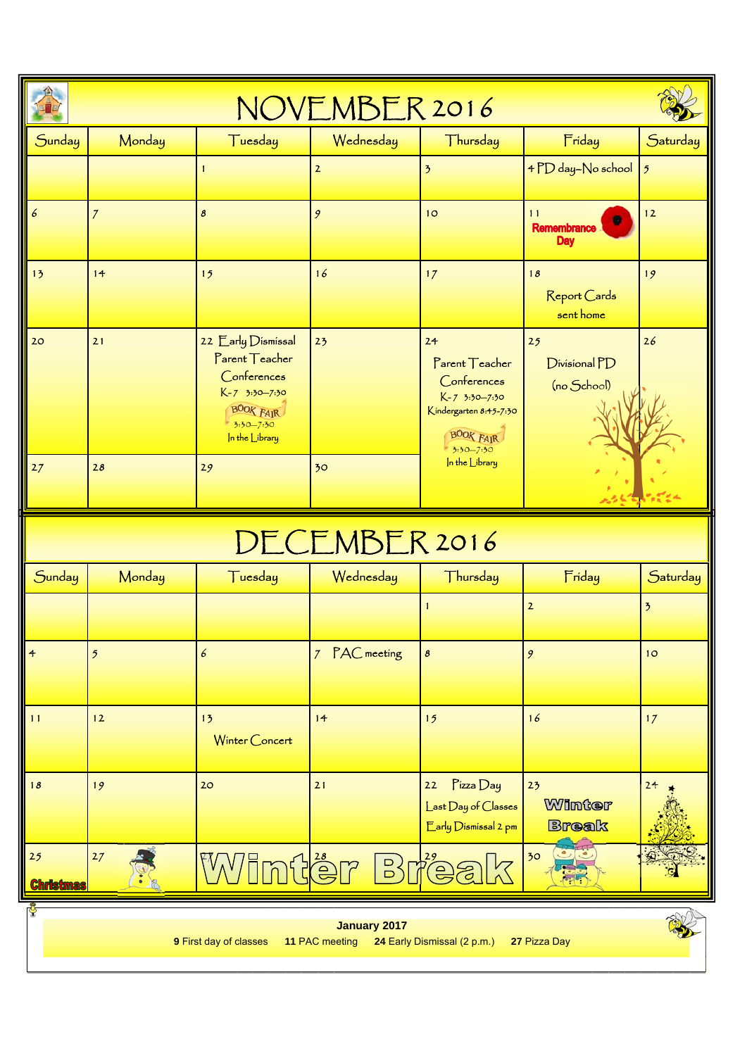# NOVEMBER 2016

| Sunday | Monday | Tuesday | Wednesday | Thursday | Friday | Saturday |
|---|---|---|---|---|---|---|
| | | 1 | 2 | 3 | 4 PD day–No school | 5 |
| 6 | 7 | 8 | 9 | 10 | 11 Remembrance Day | 12 |
| 13 | 14 | 15 | 16 | 17 | 18 Report Cards sent home | 19 |
| 20 | 21 | 22 Early Dismissal Parent Teacher Conferences K-7 3:30–7:30 BOOK FAIR 3:30–7:30 In the Library | 23 | 24 Parent Teacher Conferences K-7 3:30–7:30 Kindergarten 8:45-7:30 BOOK FAIR 3:30–7:30 In the Library | 25 Divisional PD (no School) | 26 |
| 27 | 28 | 29 | 30 | | | |

# DECEMBER 2016

| Sunday | Monday | Tuesday | Wednesday | Thursday | Friday | Saturday |
|---|---|---|---|---|---|---|
| | | | | 1 | 2 | 3 |
| 4 | 5 | 6 | 7 PAC meeting | 8 | 9 | 10 |
| 11 | 12 | 13 Winter Concert | 14 | 15 | 16 | 17 |
| 18 | 19 | 20 | 21 | 22 Pizza Day Last Day of Classes Early Dismissal 2 pm | 23 Winter Break | 24 |
| 25 Christmas | 27 | 27 Winter Break | 28 Winter Break | 29 Winter Break | 30 | |

**January 2017**

**9** First day of classes **11** PAC meeting **24** Early Dismissal (2 p.m.) **27** Pizza Day